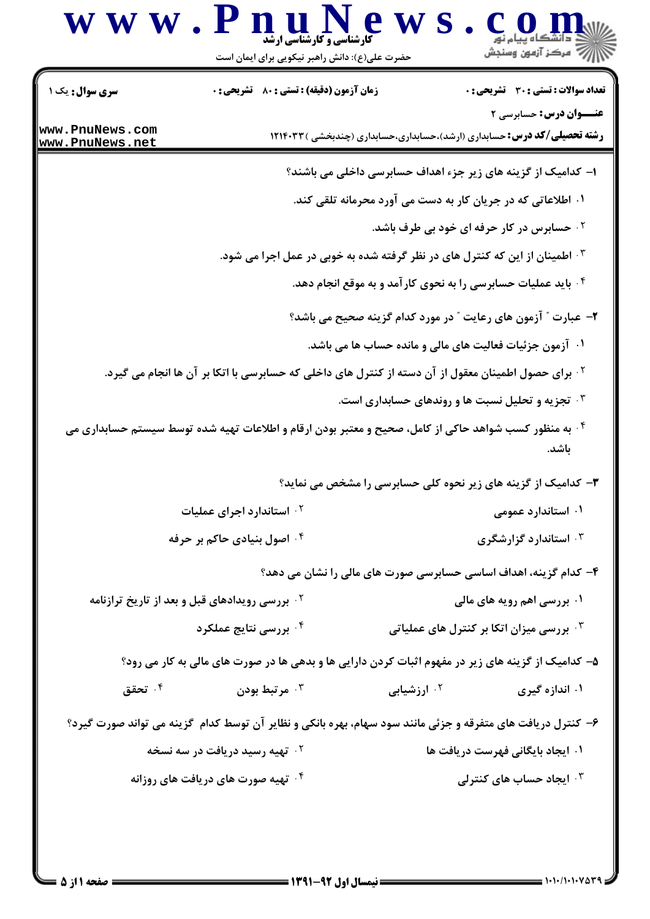**سری سؤال:** یک ۱

**زمان آزمون (دقیقه) : تستی : ۸۰ تشریحی : ۰**

**تعداد سوالات : تستی : ۳۰ تشریحی : ۰**

**عنـــوان درس:** حسابرسی ۲

**رشته تحصیلی/کد درس:** حسابداری (ارشد)،حسابداری،حسابداری (چندبخشی )۱۲۱۴۰۳۳

**۱-** کدامیک از گزینه های زیر جزء اهداف حسابرسی داخلی می باشند؟

۱. اطلاعاتی که در جریان کار به دست می آورد محرمانه تلقی کند.

۲. حسابرس در کار حرفه ای خود بی طرف باشد.

۳. اطمینان از این که کنترل های در نظر گرفته شده به خوبی در عمل اجرا می شود.

۴. باید عملیات حسابرسی را به نحوی کارآمد و به موقع انجام دهد.

**۲-** عبارت " آزمون های رعایت " در مورد کدام گزینه صحیح می باشد؟

۱. آزمون جزئیات فعالیت های مالی و مانده حساب ها می باشد.

۲. برای حصول اطمینان معقول از آن دسته از کنترل های داخلی که حسابرسی با اتکا بر آن ها انجام می گیرد.

۳. تجزیه و تحلیل نسبت ها و روندهای حسابداری است.

۴. به منظور کسب شواهد حاکی از کامل، صحیح و معتبر بودن ارقام و اطلاعات تهیه شده توسط سیستم حسابداری می باشد.

**۳-** کدامیک از گزینه های زیر نحوه کلی حسابرسی را مشخص می نماید؟

۱. استاندارد عمومی

۲. استاندارد اجرای عملیات

۳. استاندارد گزارشگری

۴. اصول بنیادی حاکم بر حرفه

**۴-** کدام گزینه، اهداف اساسی حسابرسی صورت های مالی را نشان می دهد؟

۱. بررسی اهم رویه های مالی

۲. بررسی رویدادهای قبل و بعد از تاریخ ترازنامه

۳. بررسی میزان اتکا بر کنترل های عملیاتی

۴. بررسی نتایج عملکرد

**۵-** کدامیک از گزینه های زیر در مفهوم اثبات کردن دارایی ها و بدهی ها در صورت های مالی به کار می رود؟

۱. اندازه گیری

۲. ارزشیابی

۳. مرتبط بودن

۴. تحقق

**۶-** کنترل دریافت های متفرقه و جزئی مانند سود سهام، بهره بانکی و نظایر آن توسط کدام گزینه می تواند صورت گیرد؟

۱. ایجاد بایگانی فهرست دریافت ها

۲. تهیه رسید دریافت در سه نسخه

۳. ایجاد حساب های کنترلی

۴. تهیه صورت های دریافت های روزانه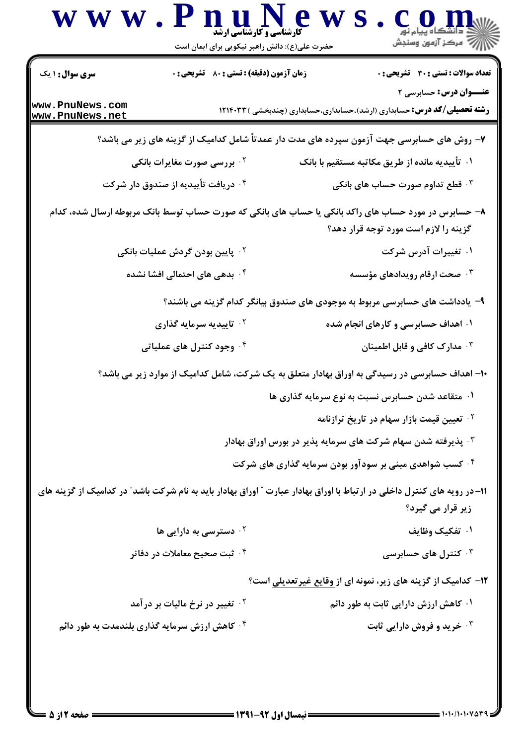۷- روش های حسابرسی جهت آزمون سپرده های مدت دار عمدتاً شامل کدامیک از گزینه های زیر می باشد؟

۱. تأییدیه مانده از طریق مکاتبه مستقیم با بانک
۲. بررسی صورت مغایرات بانکی
۳. قطع تداوم صورت حساب های بانکی
۴. دریافت تأییدیه از صندوق دار شرکت

۸- حسابرس در مورد حساب های راکد بانکی یا حساب های بانکی که صورت حساب توسط بانک مربوطه ارسال شده، کدام گزینه را لازم است مورد توجه قرار دهد؟

۱. تغییرات آدرس شرکت
۲. پایین بودن گردش عملیات بانکی
۳. صحت ارقام رویدادهای مؤسسه
۴. بدهی های احتمالی افشا نشده

۹- یادداشت های حسابرسی مربوط به موجودی های صندوق بیانگر کدام گزینه می باشند؟

۱. اهداف حسابرسی و کارهای انجام شده
۲. تاییدیه سرمایه گذاری
۳. مدارک کافی و قابل اطمینان
۴. وجود کنترل های عملیاتی

۱۰- اهداف حسابرسی در رسیدگی به اوراق بهادار متعلق به یک شرکت، شامل کدامیک از موارد زیر می باشد؟

۱. متقاعد شدن حسابرس نسبت به نوع سرمایه گذاری ها
۲. تعیین قیمت بازار سهام در تاریخ ترازنامه
۳. پذیرفته شدن سهام شرکت های سرمایه پذیر در بورس اوراق بهادار
۴. کسب شواهدی مبنی بر سودآور بودن سرمایه گذاری های شرکت

۱۱- در رویه های کنترل داخلی در ارتباط با اوراق بهادار عبارت " اوراق بهادار باید به نام شرکت باشد" در کدامیک از گزینه های زیر قرار می گیرد؟

۱. تفکیک وظایف
۲. دسترسی به دارایی ها
۳. کنترل های حسابرسی
۴. ثبت صحیح معاملات در دفاتر

۱۲- کدامیک از گزینه های زیر، نمونه ای از وقایع غیرتعدیلی است؟

۱. کاهش ارزش دارایی ثابت به طور دائم
۲. تغییر در نرخ مالیات بر درآمد
۳. خرید و فروش دارایی ثابت
۴. کاهش ارزش سرمایه گذاری بلندمدت به طور دائم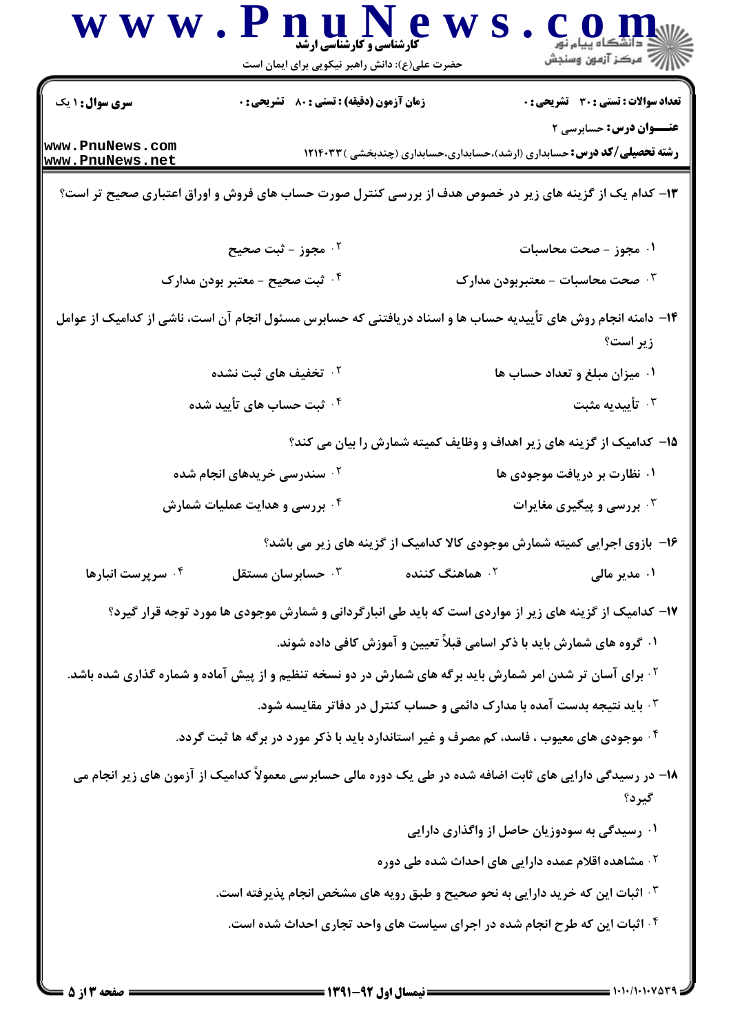۱۳- کدام یک از گزینه های زیر در خصوص هدف از بررسی کنترل صورت حساب های فروش و اوراق اعتباری صحیح تر است؟

۱. مجوز - صحت محاسبات

۲. مجوز - ثبت صحیح

۳. صحت محاسبات - معتبربودن مدارک

۴. ثبت صحیح - معتبر بودن مدارک

۱۴- دامنه انجام روش های تأییدیه حساب ها و اسناد دریافتنی که حسابرس مسئول انجام آن است، ناشی از کدامیک از عوامل زیر است؟

۱. میزان مبلغ و تعداد حساب ها

۲. تخفیف های ثبت نشده

۳. تأییدیه مثبت

۴. ثبت حساب های تأیید شده

۱۵- کدامیک از گزینه های زیر اهداف و وظایف کمیته شمارش را بیان می کند؟

۱. نظارت بر دریافت موجودی ها

۲. سندرسی خریدهای انجام شده

۳. بررسی و پیگیری مغایرات

۴. بررسی و هدایت عملیات شمارش

۱۶- بازوی اجرایی کمیته شمارش موجودی کالا کدامیک از گزینه های زیر می باشد؟

۱. مدیر مالی

۲. هماهنگ کننده

۳. حسابرسان مستقل

۴. سرپرست انبارها

۱۷- کدامیک از گزینه های زیر از مواردی است که باید طی انبارگردانی و شمارش موجودی ها مورد توجه قرار گیرد؟

۱. گروه های شمارش باید با ذکر اسامی قبلاً تعیین و آموزش کافی داده شوند.

۲. برای آسان تر شدن امر شمارش باید برگه های شمارش در دو نسخه تنظیم و از پیش آماده و شماره گذاری شده باشد.

۳. باید نتیجه بدست آمده با مدارک دائمی و حساب کنترل در دفاتر مقایسه شود.

۴. موجودی های معیوب ، فاسد، کم مصرف و غیر استاندارد باید با ذکر مورد در برگه ها ثبت گردد.

۱۸- در رسیدگی دارایی های ثابت اضافه شده در طی یک دوره مالی حسابرسی معمولاً کدامیک از آزمون های زیر انجام می گیرد؟

۱. رسیدگی به سودوزیان حاصل از واگذاری دارایی

۲. مشاهده اقلام عمده دارایی های احداث شده طی دوره

۳. اثبات این که خرید دارایی به نحو صحیح و طبق رویه های مشخص انجام پذیرفته است.

۴. اثبات این که طرح انجام شده در اجرای سیاست های واحد تجاری احداث شده است.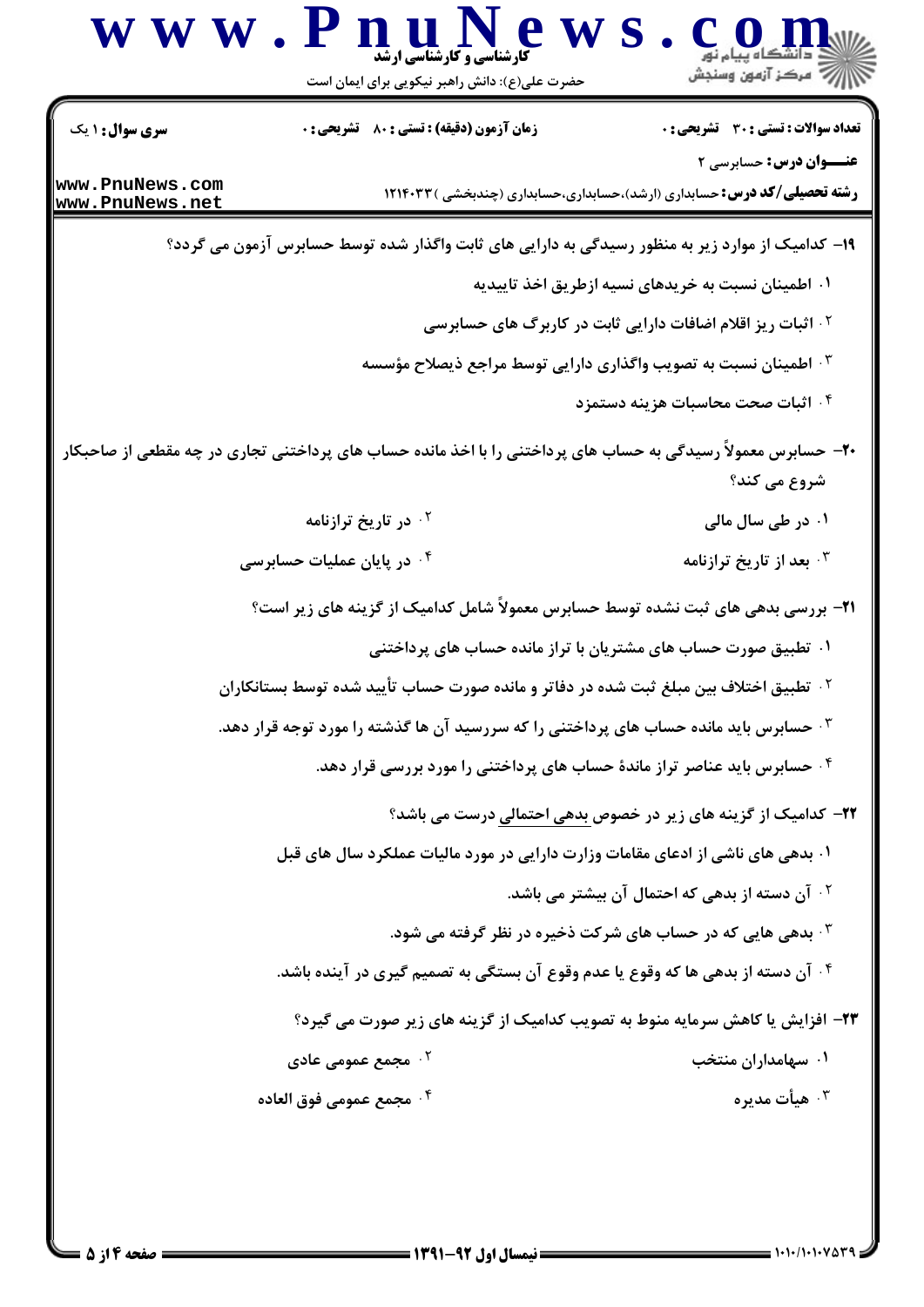**سری سوال:** ۱ یک

**زمان آزمون (دقیقه) : تستی :** ۸۰ **تشریحی :** ۰

**تعداد سوالات : تستی :** ۳۰ **تشریحی :** ۰

**عنـــوان درس:** حسابرسی ۲

**رشته تحصیلی/کد درس:** حسابداری (ارشد)،حسابداری،حسابداری (چندبخشی ) ۱۲۱۴۰۳۳

۱۹- کدامیک از موارد زیر به منظور رسیدگی به دارایی های ثابت واگذار شده توسط حسابرس آزمون می گردد؟

۱. اطمینان نسبت به خریدهای نسیه ازطریق اخذ تاییدیه

۲. اثبات ریز اقلام اضافات دارایی ثابت در کاربرگ های حسابرسی

۳. اطمینان نسبت به تصویب واگذاری دارایی توسط مراجع ذیصلاح مؤسسه

۴. اثبات صحت محاسبات هزینه دستمزد

۲۰- حسابرس معمولاً رسیدگی به حساب های پرداختنی را با اخذ مانده حساب های پرداختنی تجاری در چه مقطعی از صاحبکار شروع می کند؟

۱. در طی سال مالی

۲. در تاریخ ترازنامه

۳. بعد از تاریخ ترازنامه

۴. در پایان عملیات حسابرسی

۲۱- بررسی بدهی های ثبت نشده توسط حسابرس معمولاً شامل کدامیک از گزینه های زیر است؟

۱. تطبیق صورت حساب های مشتریان با تراز مانده حساب های پرداختنی

۲. تطبیق اختلاف بین مبلغ ثبت شده در دفاتر و مانده صورت حساب تأیید شده توسط بستانکاران

۳. حسابرس باید مانده حساب های پرداختنی را که سررسید آن ها گذشته را مورد توجه قرار دهد.

۴. حسابرس باید عناصر تراز ماندهٔ حساب های پرداختنی را مورد بررسی قرار دهد.

۲۲- کدامیک از گزینه های زیر در خصوص بدهی احتمالی درست می باشد؟

۱. بدهی های ناشی از ادعای مقامات وزارت دارایی در مورد مالیات عملکرد سال های قبل

۲. آن دسته از بدهی که احتمال آن بیشتر می باشد.

۳. بدهی هایی که در حساب های شرکت ذخیره در نظر گرفته می شود.

۴. آن دسته از بدهی ها که وقوع یا عدم وقوع آن بستگی به تصمیم گیری در آینده باشد.

۲۳- افزایش یا کاهش سرمایه منوط به تصویب کدامیک از گزینه های زیر صورت می گیرد؟

۱. سهامداران منتخب

۲. مجمع عمومی عادی

۳. هیأت مدیره

۴. مجمع عمومی فوق العاده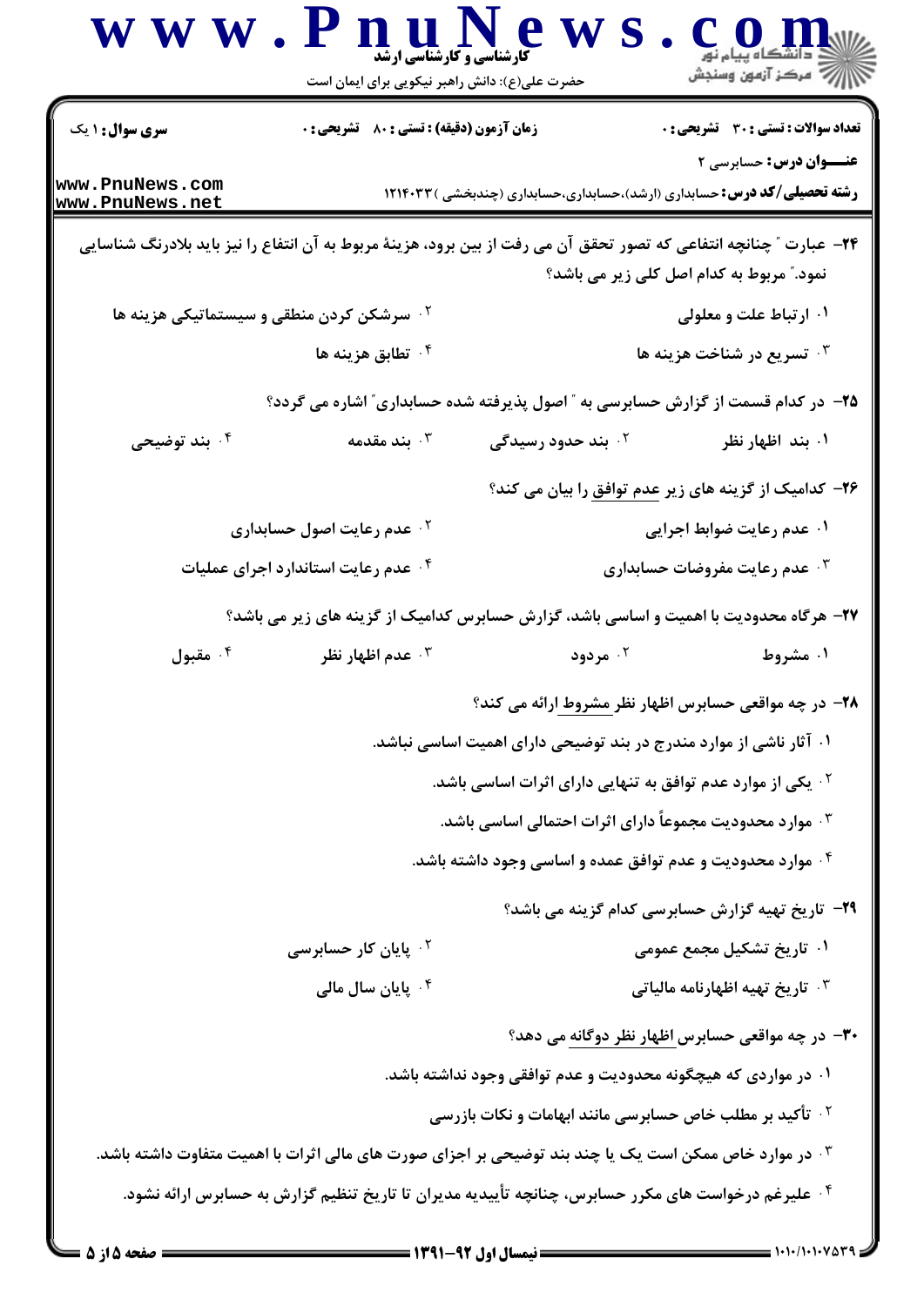**۲۴-** عبارت " چنانچه انتفاعی که تصور تحقق آن می رفت از بین برود، هزینهٔ مربوط به آن انتفاع را نیز باید بلادرنگ شناسایی نمود." مربوط به کدام اصل کلی زیر می باشد؟

۱. ارتباط علت و معلولی

۲. سرشکن کردن منطقی و سیستماتیکی هزینه ها

۳. تسریع در شناخت هزینه ها

۴. تطابق هزینه ها

**۲۵-** در کدام قسمت از گزارش حسابرسی به " اصول پذیرفته شده حسابداری" اشاره می گردد؟

۱. بند اظهار نظر

۲. بند حدود رسیدگی

۳. بند مقدمه

۴. بند توضیحی

**۲۶-** کدامیک از گزینه های زیر عدم توافق را بیان می کند؟

۱. عدم رعایت ضوابط اجرایی

۲. عدم رعایت اصول حسابداری

۳. عدم رعایت مفروضات حسابداری

۴. عدم رعایت استاندارد اجرای عملیات

**۲۷-** هرگاه محدودیت با اهمیت و اساسی باشد، گزارش حسابرس کدامیک از گزینه های زیر می باشد؟

۱. مشروط

۲. مردود

۳. عدم اظهار نظر

۴. مقبول

**۲۸-** در چه مواقعی حسابرس اظهار نظر مشروط ارائه می کند؟

۱. آثار ناشی از موارد مندرج در بند توضیحی دارای اهمیت اساسی نباشد.

۲. یکی از موارد عدم توافق به تنهایی دارای اثرات اساسی باشد.

۳. موارد محدودیت مجموعاً دارای اثرات احتمالی اساسی باشد.

۴. موارد محدودیت و عدم توافق عمده و اساسی وجود داشته باشد.

**۲۹-** تاریخ تهیه گزارش حسابرسی کدام گزینه می باشد؟

۱. تاریخ تشکیل مجمع عمومی

۲. پایان کار حسابرسی

۳. تاریخ تهیه اظهارنامه مالیاتی

۴. پایان سال مالی

**۳۰-** در چه مواقعی حسابرس اظهار نظر دوگانه می دهد؟

۱. در مواردی که هیچگونه محدودیت و عدم توافقی وجود نداشته باشد.

۲. تأکید بر مطلب خاص حسابرسی مانند ابهامات و نکات بازرسی

۳. در موارد خاص ممکن است یک یا چند بند توضیحی بر اجزای صورت های مالی اثرات با اهمیت متفاوت داشته باشد.

۴. علیرغم درخواست های مکرر حسابرس، چنانچه تأییدیه مدیران تا تاریخ تنظیم گزارش به حسابرس ارائه نشود.